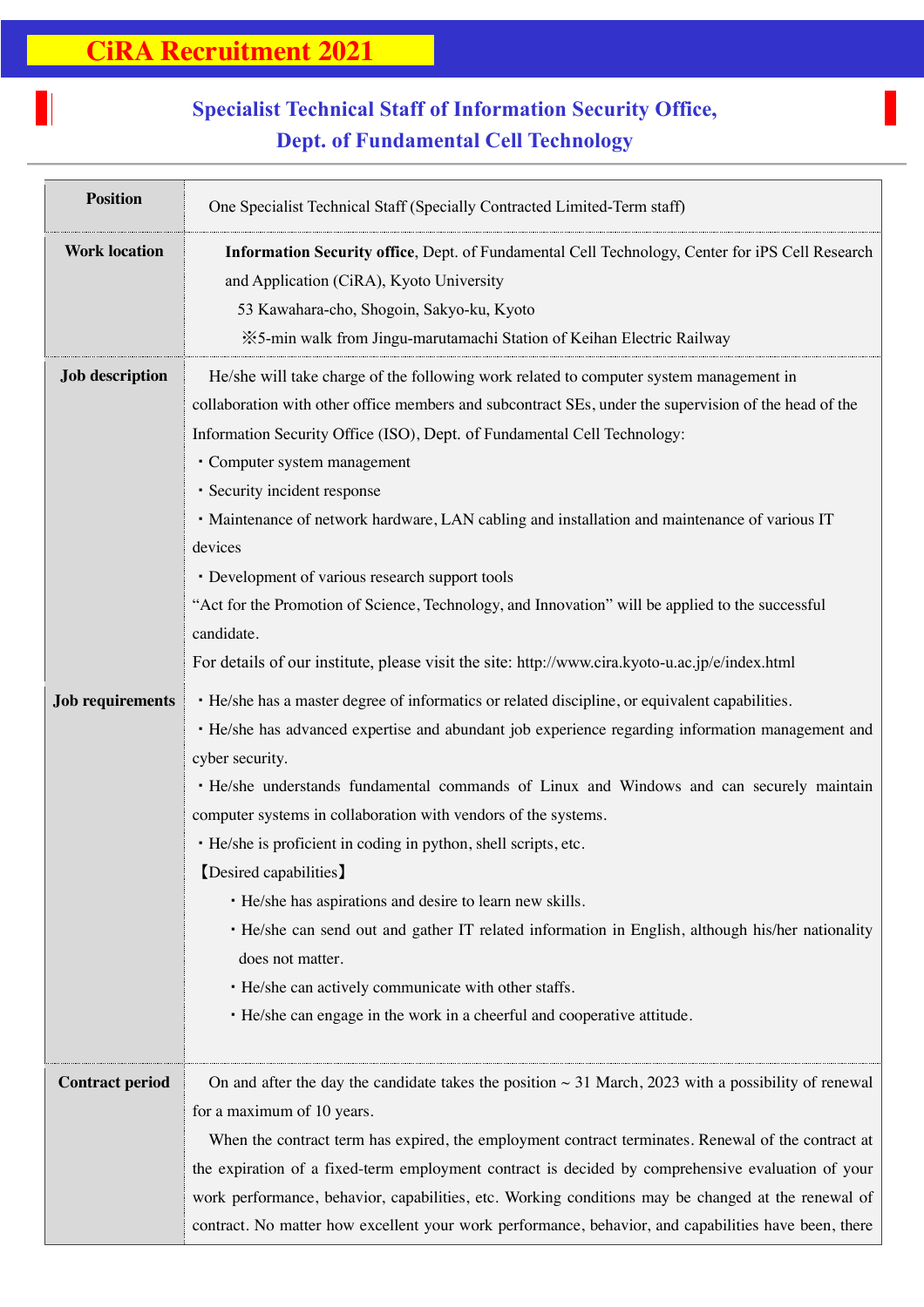# CiRA Recruitment 2021

## Specialist Technical Staff of Information Security Office, Dept. of Fundamental Cell Technology

| | |
|---|---|
| **Position** | One Specialist Technical Staff (Specially Contracted Limited-Term staff) |
| **Work location** | **Information Security office**, Dept. of Fundamental Cell Technology, Center for iPS Cell Research and Application (CiRA), Kyoto University<br>53 Kawahara-cho, Shogoin, Sakyo-ku, Kyoto<br>※5-min walk from Jingu-marutamachi Station of Keihan Electric Railway |
| **Job description** | He/she will take charge of the following work related to computer system management in collaboration with other office members and subcontract SEs, under the supervision of the head of the Information Security Office (ISO), Dept. of Fundamental Cell Technology:<br>・Computer system management<br>・Security incident response<br>・Maintenance of network hardware, LAN cabling and installation and maintenance of various IT devices<br>・Development of various research support tools<br>"Act for the Promotion of Science, Technology, and Innovation" will be applied to the successful candidate.<br>For details of our institute, please visit the site: http://www.cira.kyoto-u.ac.jp/e/index.html |
| **Job requirements** | ・He/she has a master degree of informatics or related discipline, or equivalent capabilities.<br>・He/she has advanced expertise and abundant job experience regarding information management and cyber security.<br>・He/she understands fundamental commands of Linux and Windows and can securely maintain computer systems in collaboration with vendors of the systems.<br>・He/she is proficient in coding in python, shell scripts, etc.<br>【Desired capabilities】<br>・He/she has aspirations and desire to learn new skills.<br>・He/she can send out and gather IT related information in English, although his/her nationality does not matter.<br>・He/she can actively communicate with other staffs.<br>・He/she can engage in the work in a cheerful and cooperative attitude. |
| **Contract period** | On and after the day the candidate takes the position ~ 31 March, 2023 with a possibility of renewal for a maximum of 10 years.<br>When the contract term has expired, the employment contract terminates. Renewal of the contract at the expiration of a fixed-term employment contract is decided by comprehensive evaluation of your work performance, behavior, capabilities, etc. Working conditions may be changed at the renewal of contract. No matter how excellent your work performance, behavior, and capabilities have been, there |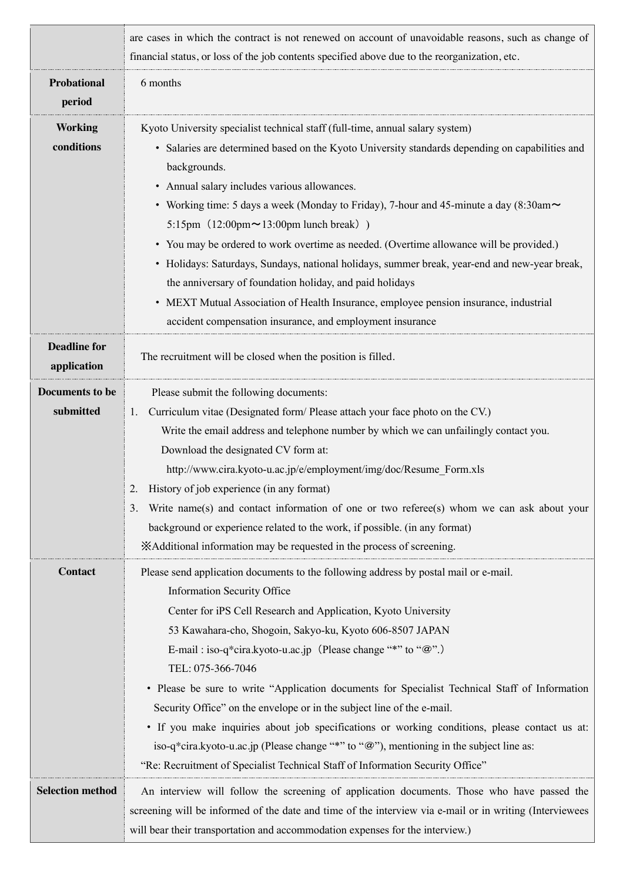| | |
|---|---|
| | are cases in which the contract is not renewed on account of unavoidable reasons, such as change of financial status, or loss of the job contents specified above due to the reorganization, etc. |
| **Probational period** | 6 months |
| **Working conditions** | Kyoto University specialist technical staff (full-time, annual salary system)<br>• Salaries are determined based on the Kyoto University standards depending on capabilities and backgrounds.<br>• Annual salary includes various allowances.<br>• Working time: 5 days a week (Monday to Friday), 7-hour and 45-minute a day (8:30am〜5:15pm（12:00pm〜13:00pm lunch break）)<br>• You may be ordered to work overtime as needed. (Overtime allowance will be provided.)<br>• Holidays: Saturdays, Sundays, national holidays, summer break, year-end and new-year break, the anniversary of foundation holiday, and paid holidays<br>• MEXT Mutual Association of Health Insurance, employee pension insurance, industrial accident compensation insurance, and employment insurance |
| **Deadline for application** | The recruitment will be closed when the position is filled. |
| **Documents to be submitted** | Please submit the following documents:<br>1. Curriculum vitae (Designated form/ Please attach your face photo on the CV.)<br>Write the email address and telephone number by which we can unfailingly contact you.<br>Download the designated CV form at:<br>http://www.cira.kyoto-u.ac.jp/e/employment/img/doc/Resume_Form.xls<br>2. History of job experience (in any format)<br>3. Write name(s) and contact information of one or two referee(s) whom we can ask about your background or experience related to the work, if possible. (in any format)<br>※Additional information may be requested in the process of screening. |
| **Contact** | Please send application documents to the following address by postal mail or e-mail.<br>Information Security Office<br>Center for iPS Cell Research and Application, Kyoto University<br>53 Kawahara-cho, Shogoin, Sakyo-ku, Kyoto 606-8507 JAPAN<br>E-mail : iso-q*cira.kyoto-u.ac.jp（Please change "*" to "＠".）<br>TEL: 075-366-7046<br>• Please be sure to write "Application documents for Specialist Technical Staff of Information Security Office" on the envelope or in the subject line of the e-mail.<br>• If you make inquiries about job specifications or working conditions, please contact us at: iso-q*cira.kyoto-u.ac.jp (Please change "*" to "＠"), mentioning in the subject line as:<br>"Re: Recruitment of Specialist Technical Staff of Information Security Office" |
| **Selection method** | An interview will follow the screening of application documents. Those who have passed the screening will be informed of the date and time of the interview via e-mail or in writing (Interviewees will bear their transportation and accommodation expenses for the interview.) |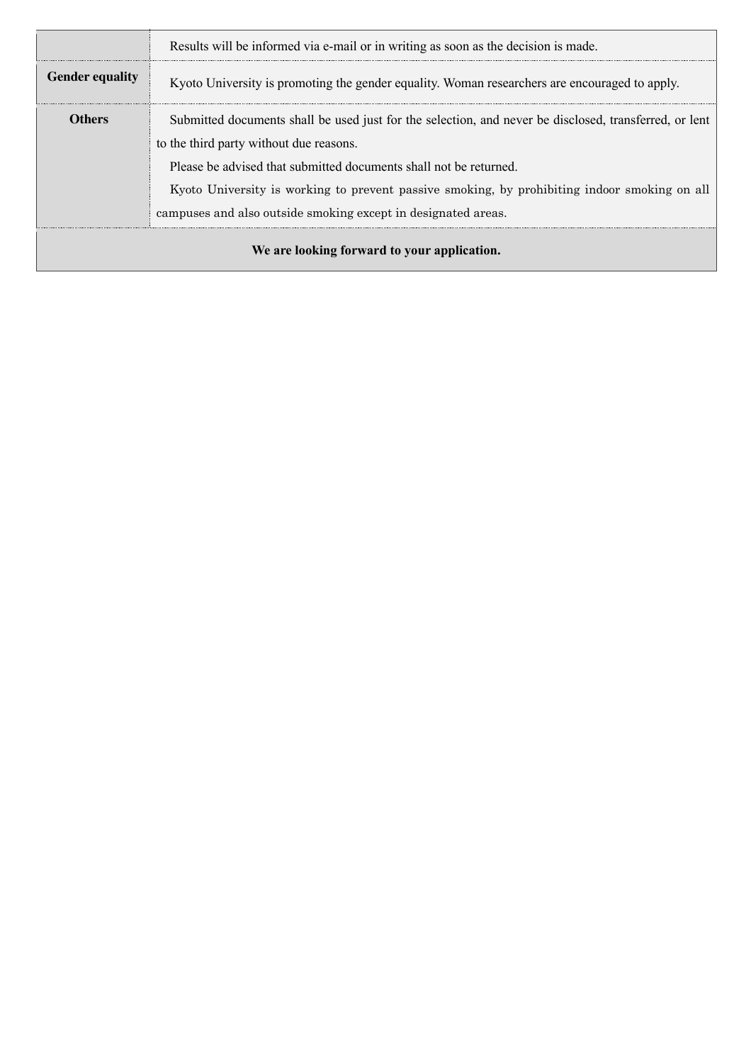| | |
|---|---|
| | Results will be informed via e-mail or in writing as soon as the decision is made. |
| **Gender equality** | Kyoto University is promoting the gender equality. Woman researchers are encouraged to apply. |
| **Others** | Submitted documents shall be used just for the selection, and never be disclosed, transferred, or lent to the third party without due reasons.<br>Please be advised that submitted documents shall not be returned.<br>Kyoto University is working to prevent passive smoking, by prohibiting indoor smoking on all campuses and also outside smoking except in designated areas. |
| **We are looking forward to your application.** | |